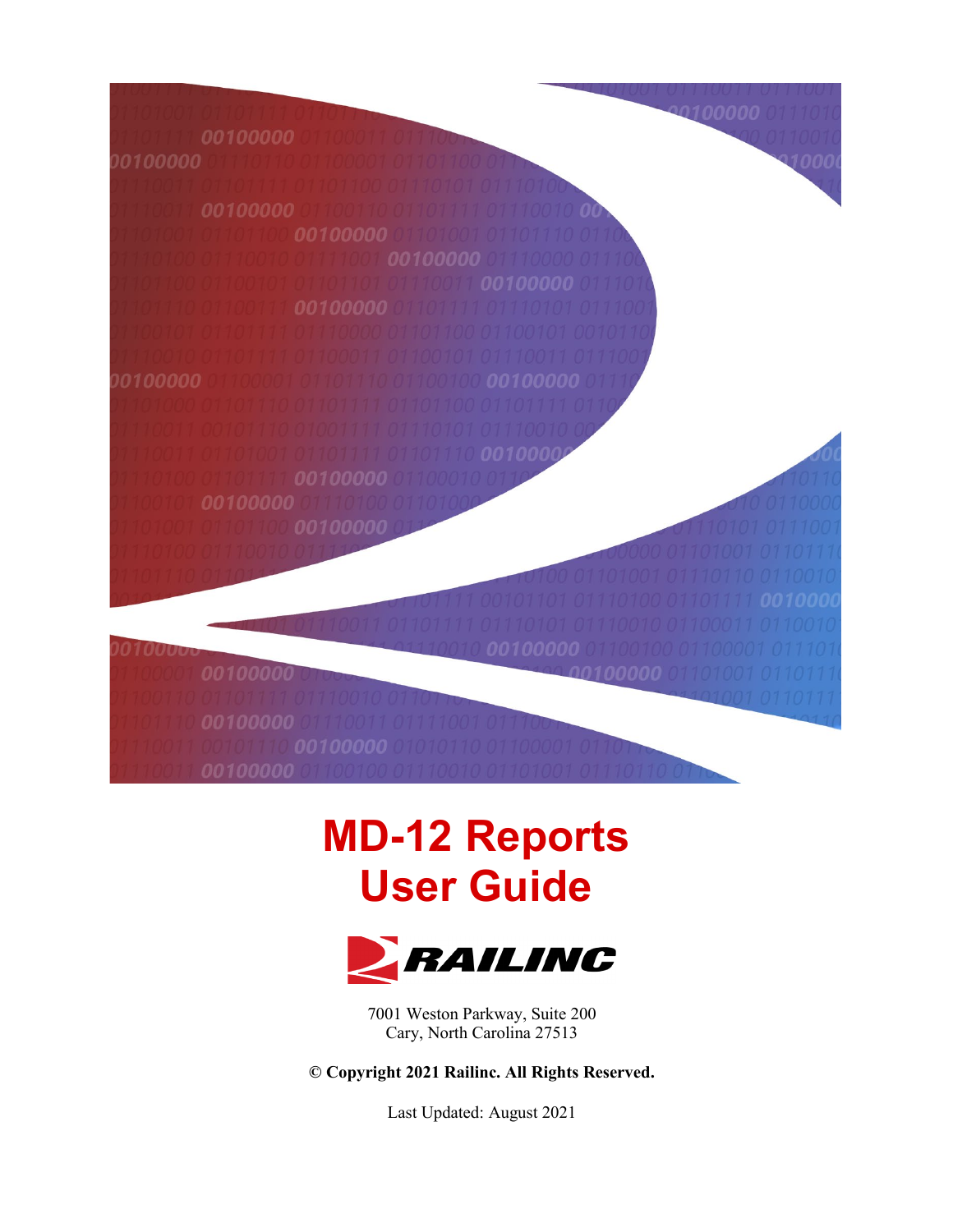# MD-12 Reports User Guide

RAILINC

7001 Weston Parkway, Suite 200
Cary, North Carolina 27513

**© Copyright 2021 Railinc. All Rights Reserved.**

Last Updated: August 2021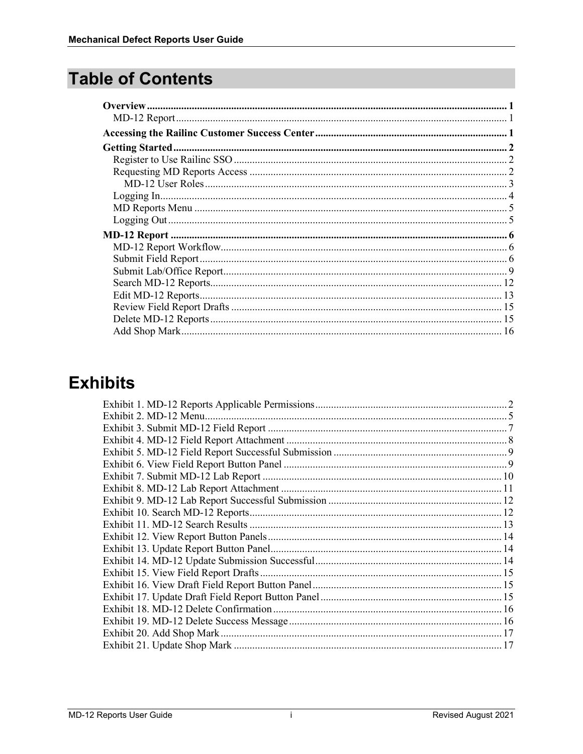# Table of Contents

**Overview** ........ **1**
- MD-12 Report ........ 1

**Accessing the Railinc Customer Success Center** ........ **1**

**Getting Started** ........ **2**
- Register to Use Railinc SSO ........ 2
- Requesting MD Reports Access ........ 2
  - MD-12 User Roles ........ 3
- Logging In ........ 4
- MD Reports Menu ........ 5
- Logging Out ........ 5

**MD-12 Report** ........ **6**
- MD-12 Report Workflow ........ 6
- Submit Field Report ........ 6
- Submit Lab/Office Report ........ 9
- Search MD-12 Reports ........ 12
- Edit MD-12 Reports ........ 13
- Review Field Report Drafts ........ 15
- Delete MD-12 Reports ........ 15
- Add Shop Mark ........ 16

# Exhibits

- Exhibit 1. MD-12 Reports Applicable Permissions ........ 2
- Exhibit 2. MD-12 Menu ........ 5
- Exhibit 3. Submit MD-12 Field Report ........ 7
- Exhibit 4. MD-12 Field Report Attachment ........ 8
- Exhibit 5. MD-12 Field Report Successful Submission ........ 9
- Exhibit 6. View Field Report Button Panel ........ 9
- Exhibit 7. Submit MD-12 Lab Report ........ 10
- Exhibit 8. MD-12 Lab Report Attachment ........ 11
- Exhibit 9. MD-12 Lab Report Successful Submission ........ 12
- Exhibit 10. Search MD-12 Reports ........ 12
- Exhibit 11. MD-12 Search Results ........ 13
- Exhibit 12. View Report Button Panels ........ 14
- Exhibit 13. Update Report Button Panel ........ 14
- Exhibit 14. MD-12 Update Submission Successful ........ 14
- Exhibit 15. View Field Report Drafts ........ 15
- Exhibit 16. View Draft Field Report Button Panel ........ 15
- Exhibit 17. Update Draft Field Report Button Panel ........ 15
- Exhibit 18. MD-12 Delete Confirmation ........ 16
- Exhibit 19. MD-12 Delete Success Message ........ 16
- Exhibit 20. Add Shop Mark ........ 17
- Exhibit 21. Update Shop Mark ........ 17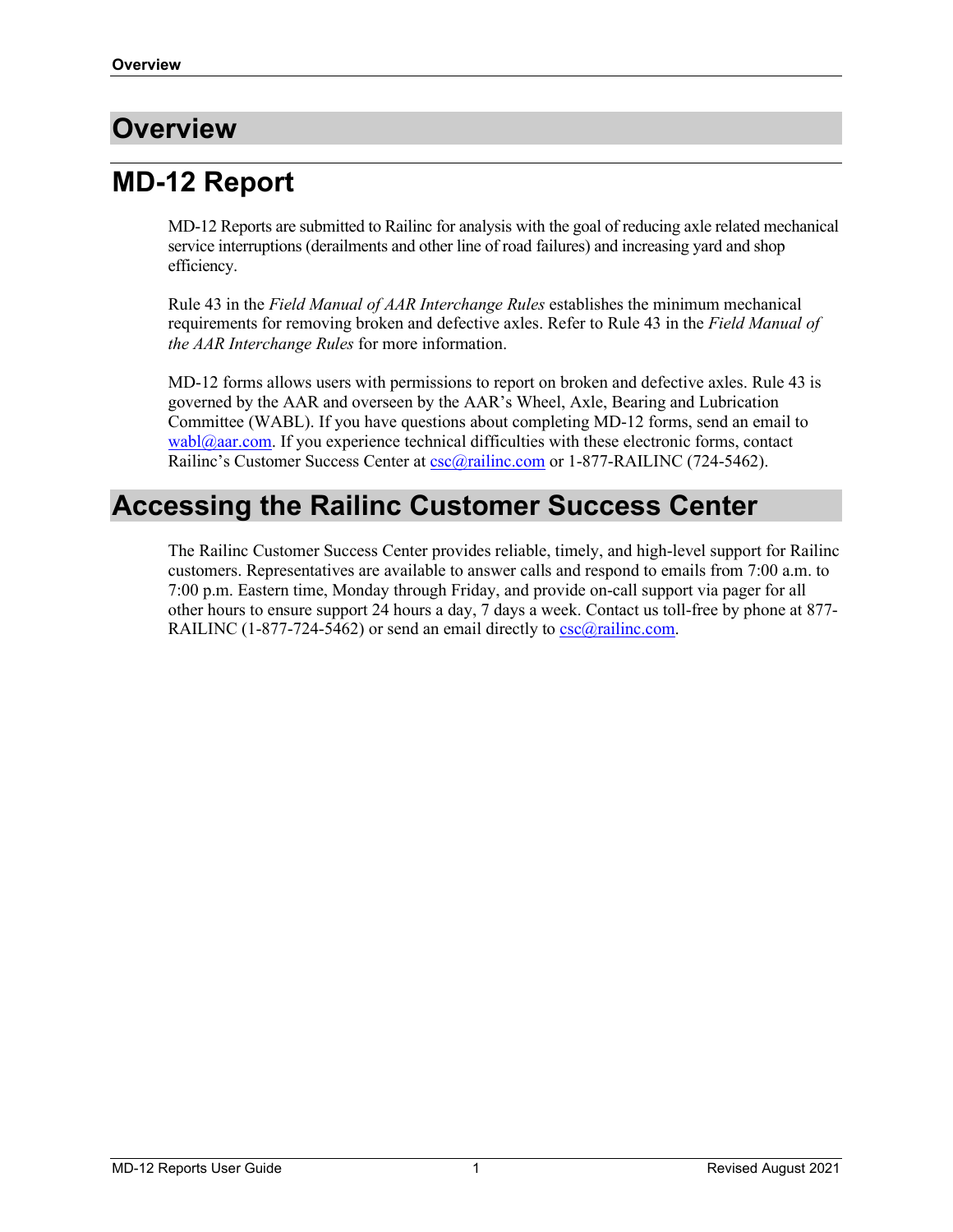# Overview

## MD-12 Report

MD-12 Reports are submitted to Railinc for analysis with the goal of reducing axle related mechanical service interruptions (derailments and other line of road failures) and increasing yard and shop efficiency.

Rule 43 in the *Field Manual of AAR Interchange Rules* establishes the minimum mechanical requirements for removing broken and defective axles. Refer to Rule 43 in the *Field Manual of the AAR Interchange Rules* for more information.

MD-12 forms allows users with permissions to report on broken and defective axles. Rule 43 is governed by the AAR and overseen by the AAR's Wheel, Axle, Bearing and Lubrication Committee (WABL). If you have questions about completing MD-12 forms, send an email to wabl@aar.com. If you experience technical difficulties with these electronic forms, contact Railinc's Customer Success Center at csc@railinc.com or 1-877-RAILINC (724-5462).

# Accessing the Railinc Customer Success Center

The Railinc Customer Success Center provides reliable, timely, and high-level support for Railinc customers. Representatives are available to answer calls and respond to emails from 7:00 a.m. to 7:00 p.m. Eastern time, Monday through Friday, and provide on-call support via pager for all other hours to ensure support 24 hours a day, 7 days a week. Contact us toll-free by phone at 877-RAILINC (1-877-724-5462) or send an email directly to csc@railinc.com.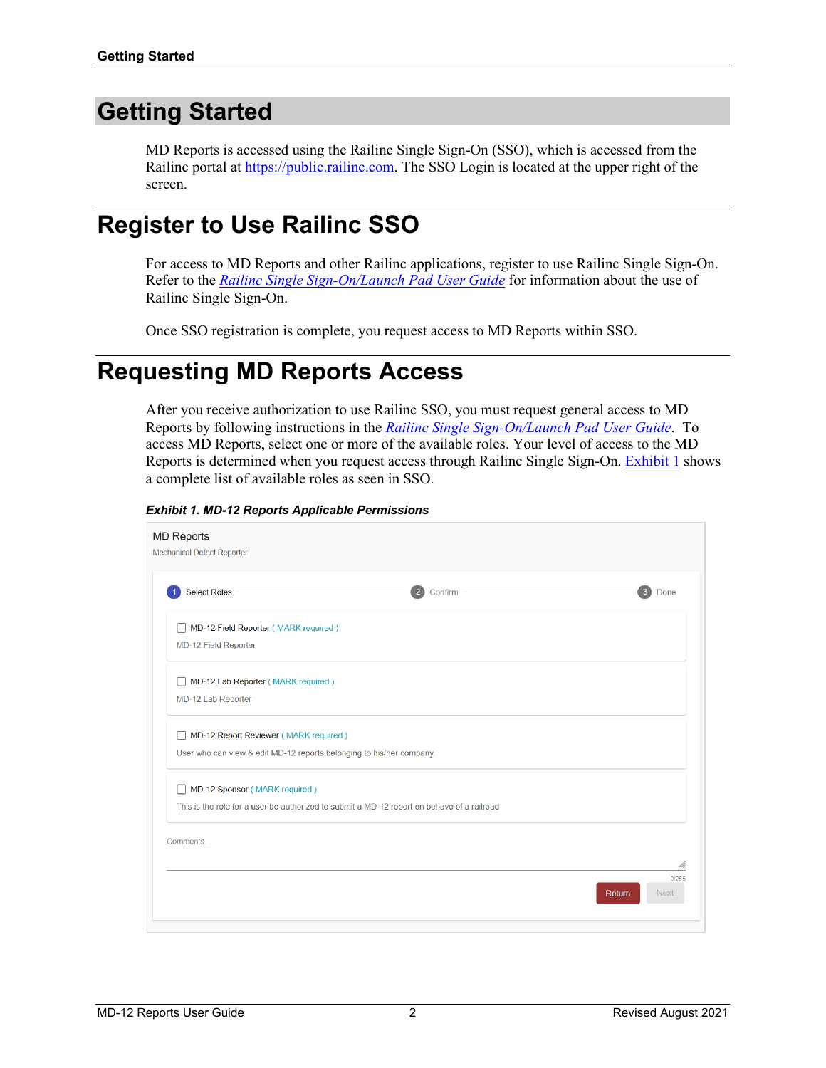# Getting Started

MD Reports is accessed using the Railinc Single Sign-On (SSO), which is accessed from the Railinc portal at https://public.railinc.com. The SSO Login is located at the upper right of the screen.

# Register to Use Railinc SSO

For access to MD Reports and other Railinc applications, register to use Railinc Single Sign-On. Refer to the *Railinc Single Sign-On/Launch Pad User Guide* for information about the use of Railinc Single Sign-On.

Once SSO registration is complete, you request access to MD Reports within SSO.

# Requesting MD Reports Access

After you receive authorization to use Railinc SSO, you must request general access to MD Reports by following instructions in the *Railinc Single Sign-On/Launch Pad User Guide*. To access MD Reports, select one or more of the available roles. Your level of access to the MD Reports is determined when you request access through Railinc Single Sign-On. Exhibit 1 shows a complete list of available roles as seen in SSO.

***Exhibit 1. MD-12 Reports Applicable Permissions***

MD Reports
Mechanical Defect Reporter

1 Select Roles
2 Confirm
3 Done

MD-12 Field Reporter ( MARK required )
MD-12 Field Reporter

MD-12 Lab Reporter ( MARK required )
MD-12 Lab Reporter

MD-12 Report Reviewer ( MARK required )
User who can view & edit MD-12 reports belonging to his/her company.

MD-12 Sponsor ( MARK required )
This is the role for a user be authorized to submit a MD-12 report on behave of a railroad

Comments...
0/255

Return
Next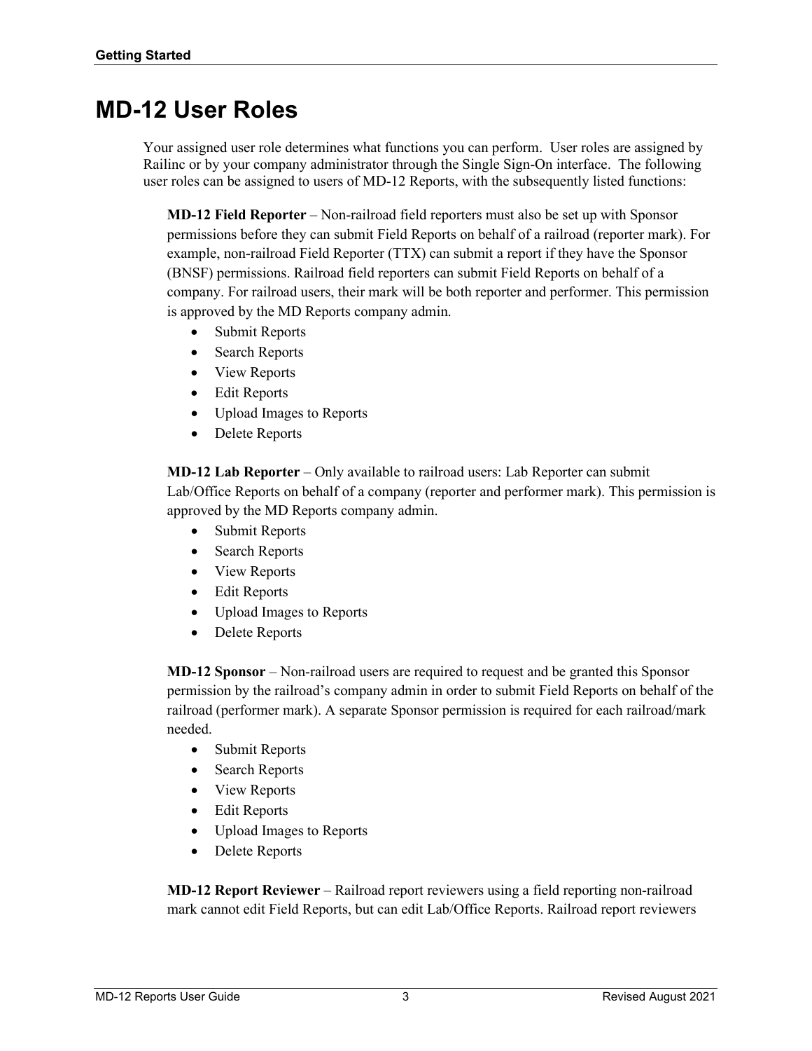# MD-12 User Roles

Your assigned user role determines what functions you can perform. User roles are assigned by Railinc or by your company administrator through the Single Sign-On interface. The following user roles can be assigned to users of MD-12 Reports, with the subsequently listed functions:

**MD-12 Field Reporter** – Non-railroad field reporters must also be set up with Sponsor permissions before they can submit Field Reports on behalf of a railroad (reporter mark). For example, non-railroad Field Reporter (TTX) can submit a report if they have the Sponsor (BNSF) permissions. Railroad field reporters can submit Field Reports on behalf of a company. For railroad users, their mark will be both reporter and performer. This permission is approved by the MD Reports company admin.

- Submit Reports
- Search Reports
- View Reports
- Edit Reports
- Upload Images to Reports
- Delete Reports

**MD-12 Lab Reporter** – Only available to railroad users: Lab Reporter can submit Lab/Office Reports on behalf of a company (reporter and performer mark). This permission is approved by the MD Reports company admin.

- Submit Reports
- Search Reports
- View Reports
- Edit Reports
- Upload Images to Reports
- Delete Reports

**MD-12 Sponsor** – Non-railroad users are required to request and be granted this Sponsor permission by the railroad's company admin in order to submit Field Reports on behalf of the railroad (performer mark). A separate Sponsor permission is required for each railroad/mark needed.

- Submit Reports
- Search Reports
- View Reports
- Edit Reports
- Upload Images to Reports
- Delete Reports

**MD-12 Report Reviewer** – Railroad report reviewers using a field reporting non-railroad mark cannot edit Field Reports, but can edit Lab/Office Reports. Railroad report reviewers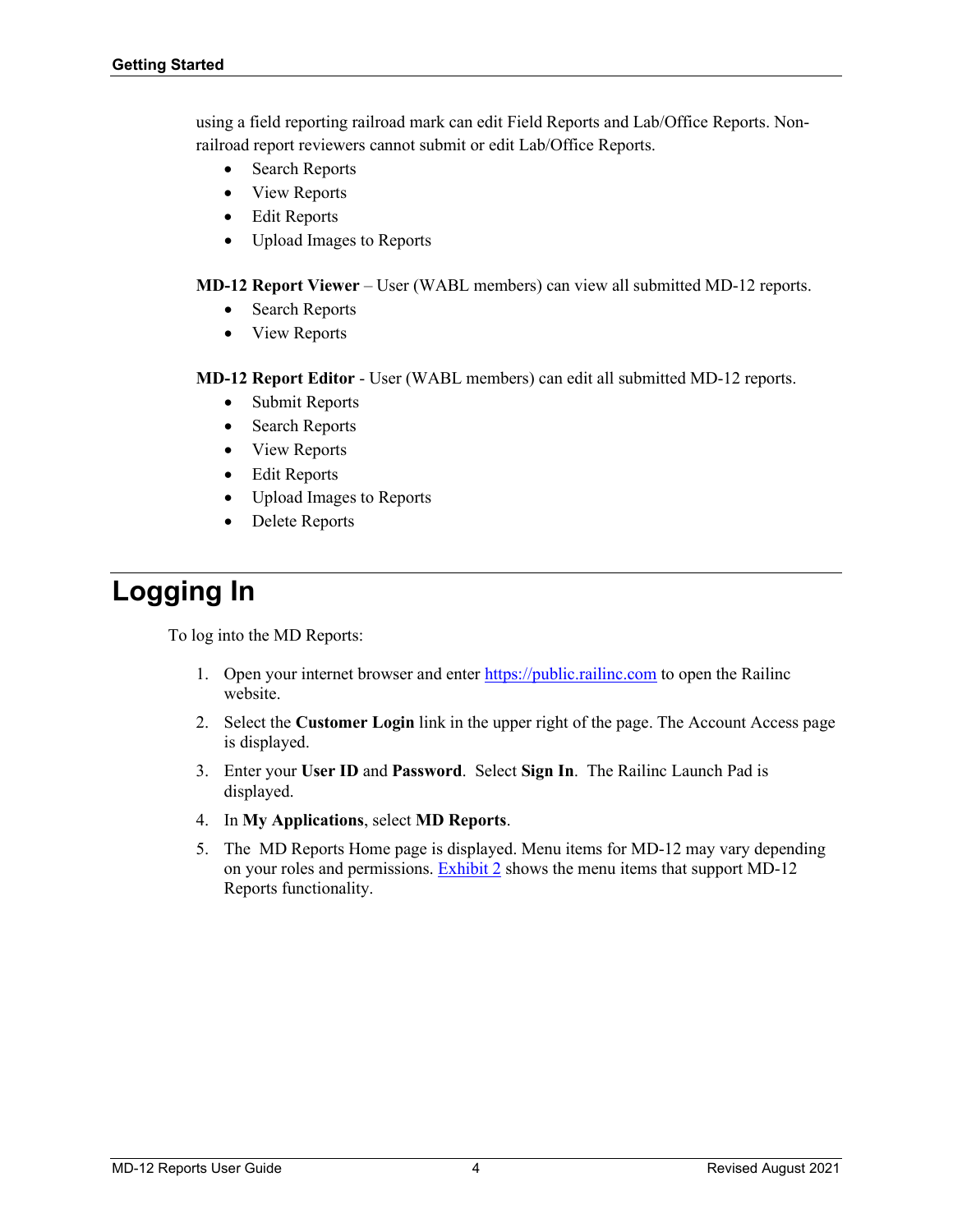using a field reporting railroad mark can edit Field Reports and Lab/Office Reports. Non-railroad report reviewers cannot submit or edit Lab/Office Reports.

- Search Reports
- View Reports
- Edit Reports
- Upload Images to Reports

**MD-12 Report Viewer** – User (WABL members) can view all submitted MD-12 reports.

- Search Reports
- View Reports

**MD-12 Report Editor** - User (WABL members) can edit all submitted MD-12 reports.

- Submit Reports
- Search Reports
- View Reports
- Edit Reports
- Upload Images to Reports
- Delete Reports

# Logging In

To log into the MD Reports:

1. Open your internet browser and enter https://public.railinc.com to open the Railinc website.
2. Select the **Customer Login** link in the upper right of the page. The Account Access page is displayed.
3. Enter your **User ID** and **Password**. Select **Sign In**. The Railinc Launch Pad is displayed.
4. In **My Applications**, select **MD Reports**.
5. The MD Reports Home page is displayed. Menu items for MD-12 may vary depending on your roles and permissions. Exhibit 2 shows the menu items that support MD-12 Reports functionality.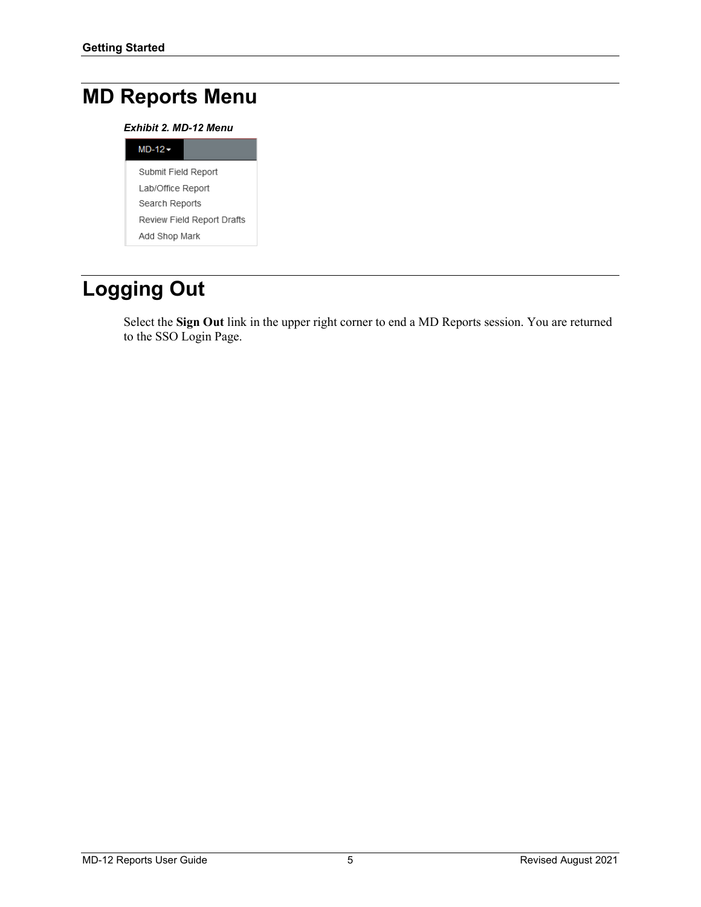# MD Reports Menu

***Exhibit 2. MD-12 Menu***

MD-12

Submit Field Report
Lab/Office Report
Search Reports
Review Field Report Drafts
Add Shop Mark

# Logging Out

Select the **Sign Out** link in the upper right corner to end a MD Reports session. You are returned to the SSO Login Page.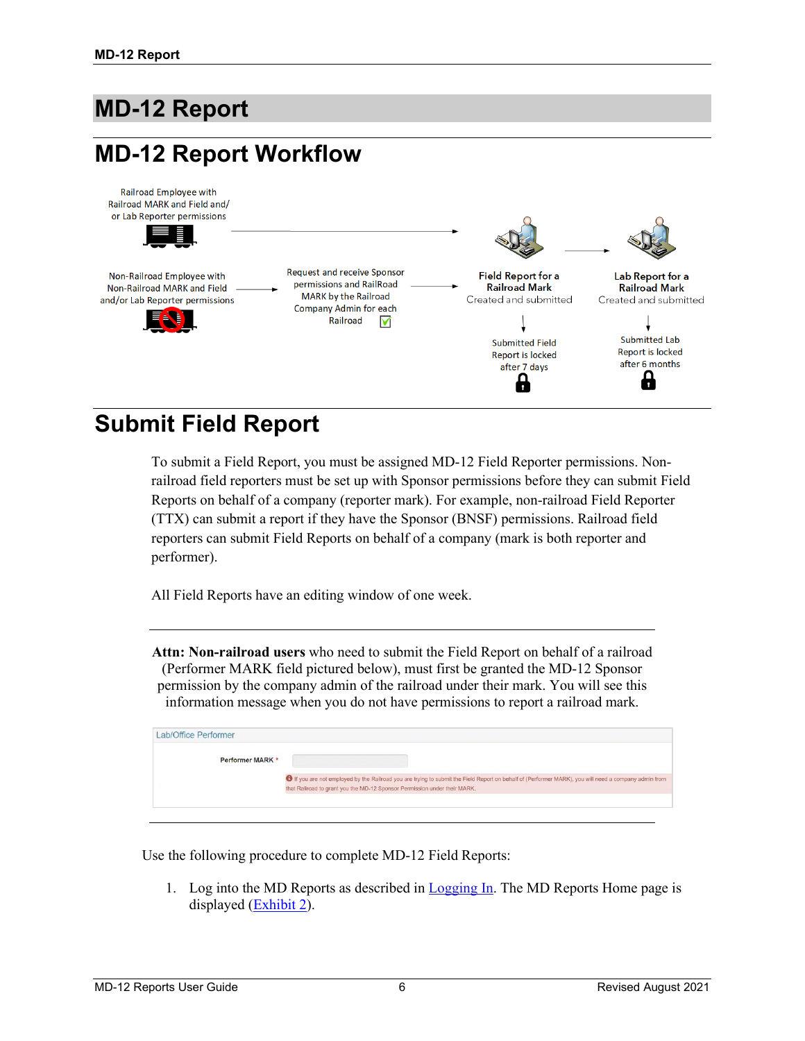# MD-12 Report

## MD-12 Report Workflow

Railroad Employee with Railroad MARK and Field and/or Lab Reporter permissions

Non-Railroad Employee with Non-Railroad MARK and Field and/or Lab Reporter permissions

Request and receive Sponsor permissions and RailRoad MARK by the Railroad Company Admin for each Railroad

Field Report for a Railroad Mark
Created and submitted

Submitted Field Report is locked after 7 days

Lab Report for a Railroad Mark
Created and submitted

Submitted Lab Report is locked after 6 months

## Submit Field Report

To submit a Field Report, you must be assigned MD-12 Field Reporter permissions. Non-railroad field reporters must be set up with Sponsor permissions before they can submit Field Reports on behalf of a company (reporter mark). For example, non-railroad Field Reporter (TTX) can submit a report if they have the Sponsor (BNSF) permissions. Railroad field reporters can submit Field Reports on behalf of a company (mark is both reporter and performer).

All Field Reports have an editing window of one week.

---

**Attn: Non-railroad users** who need to submit the Field Report on behalf of a railroad (Performer MARK field pictured below), must first be granted the MD-12 Sponsor permission by the company admin of the railroad under their mark. You will see this information message when you do not have permissions to report a railroad mark.

Lab/Office Performer

Performer MARK *

If you are not employed by the Railroad you are trying to submit the Field Report on behalf of (Performer MARK), you will need a company admin from that Railroad to grant you the MD-12 Sponsor Permission under their MARK.

---

Use the following procedure to complete MD-12 Field Reports:

1. Log into the MD Reports as described in Logging In. The MD Reports Home page is displayed (Exhibit 2).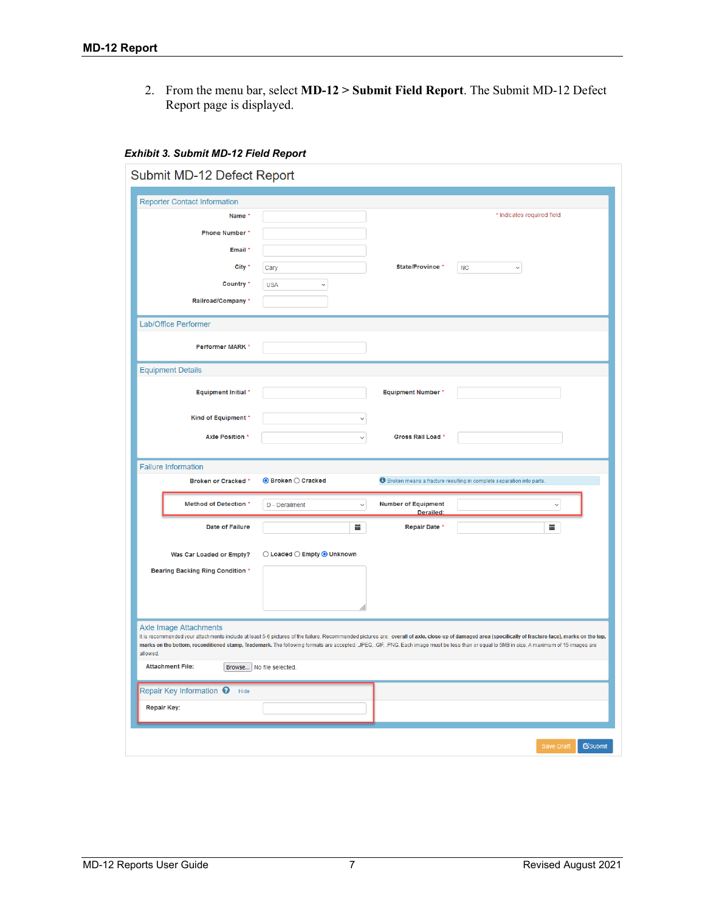2. From the menu bar, select **MD-12 > Submit Field Report**. The Submit MD-12 Defect Report page is displayed.

***Exhibit 3. Submit MD-12 Field Report***

Submit MD-12 Defect Report

Reporter Contact Information

\* Indicates required field

Name \*

Phone Number \*

Email \*

City \* Cary

State/Province \* NC

Country \* USA

Railroad/Company \*

Lab/Office Performer

Performer MARK \*

Equipment Details

Equipment Initial \*

Equipment Number \*

Kind of Equipment \*

Axle Position \*

Gross Rail Load \*

Failure Information

Broken or Cracked \* Broken Cracked

Broken means a fracture resulting in complete separation into parts.

Method of Detection \* D - Derailment

Number of Equipment Derailed:

Date of Failure

Repair Date \*

Was Car Loaded or Empty? Loaded Empty Unknown

Bearing Backing Ring Condition \*

Axle Image Attachments

It is recommended your attachments include at least 5-6 pictures of the failure. Recommended pictures are: overall of axle, close-up of damaged area (specifically of fracture face), marks on the top, marks on the bottom, reconditioned stamp, Trademark. The following formats are accepted: JPEG, GIF, PNG. Each image must be less than or equal to 5MB in size. A maximum of 15 images are allowed.

Attachment File: Browse... No file selected.

Repair Key Information Hide

Repair Key:

Save Draft Submit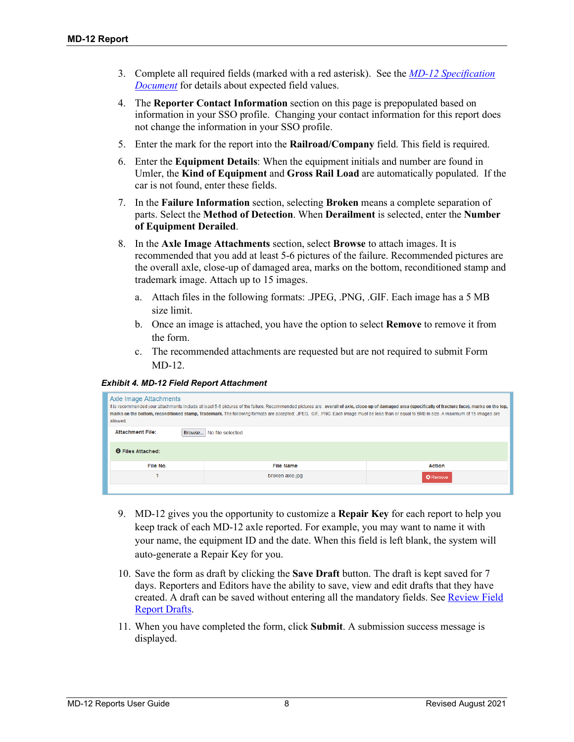3. Complete all required fields (marked with a red asterisk). See the *MD-12 Specification Document* for details about expected field values.

4. The **Reporter Contact Information** section on this page is prepopulated based on information in your SSO profile. Changing your contact information for this report does not change the information in your SSO profile.

5. Enter the mark for the report into the **Railroad/Company** field. This field is required.

6. Enter the **Equipment Details**: When the equipment initials and number are found in Umler, the **Kind of Equipment** and **Gross Rail Load** are automatically populated. If the car is not found, enter these fields.

7. In the **Failure Information** section, selecting **Broken** means a complete separation of parts. Select the **Method of Detection**. When **Derailment** is selected, enter the **Number of Equipment Derailed**.

8. In the **Axle Image Attachments** section, select **Browse** to attach images. It is recommended that you add at least 5-6 pictures of the failure. Recommended pictures are the overall axle, close-up of damaged area, marks on the bottom, reconditioned stamp and trademark image. Attach up to 15 images.

   a. Attach files in the following formats: .JPEG, .PNG, .GIF. Each image has a 5 MB size limit.

   b. Once an image is attached, you have the option to select **Remove** to remove it from the form.

   c. The recommended attachments are requested but are not required to submit Form MD-12.

***Exhibit 4. MD-12 Field Report Attachment***

Axle Image Attachments

It is recommended your attachments include at least 5-6 pictures of the failure. Recommended pictures are: **overall of axle, close-up of damaged area (specifically of fracture face), marks on the top, marks on the bottom, reconditioned stamp, Trademark.** The following formats are accepted: JPEG, GIF, PNG. Each image must be less than or equal to 5MB in size. A maximum of 15 images are allowed.

**Attachment File:** Browse... No file selected.

**Files Attached:**

| File No. | File Name | Action |
|---|---|---|
| 1 | broken axle.jpg | Remove |

9. MD-12 gives you the opportunity to customize a **Repair Key** for each report to help you keep track of each MD-12 axle reported. For example, you may want to name it with your name, the equipment ID and the date. When this field is left blank, the system will auto-generate a Repair Key for you.

10. Save the form as draft by clicking the **Save Draft** button. The draft is kept saved for 7 days. Reporters and Editors have the ability to save, view and edit drafts that they have created. A draft can be saved without entering all the mandatory fields. See Review Field Report Drafts.

11. When you have completed the form, click **Submit**. A submission success message is displayed.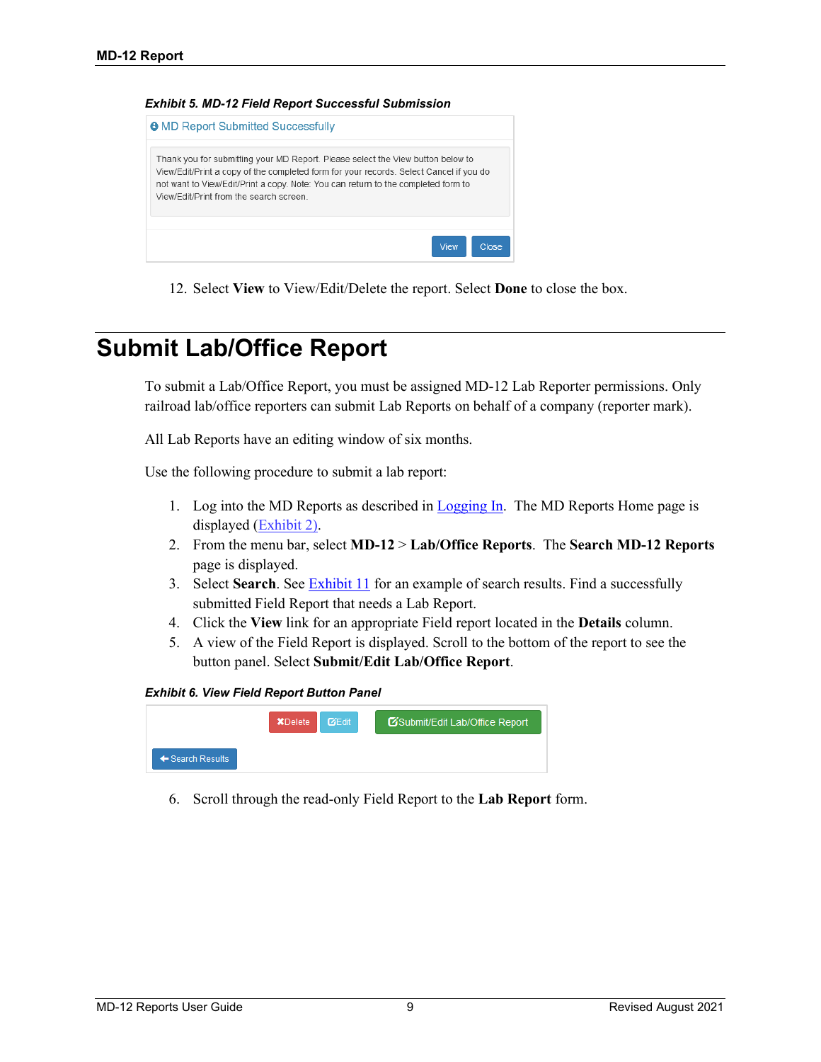***Exhibit 5. MD-12 Field Report Successful Submission***

MD Report Submitted Successfully

Thank you for submitting your MD Report. Please select the View button below to View/Edit/Print a copy of the completed form for your records. Select Cancel if you do not want to View/Edit/Print a copy. Note: You can return to the completed form to View/Edit/Print from the search screen.

View Close

12. Select **View** to View/Edit/Delete the report. Select **Done** to close the box.

# Submit Lab/Office Report

To submit a Lab/Office Report, you must be assigned MD-12 Lab Reporter permissions. Only railroad lab/office reporters can submit Lab Reports on behalf of a company (reporter mark).

All Lab Reports have an editing window of six months.

Use the following procedure to submit a lab report:

1. Log into the MD Reports as described in Logging In. The MD Reports Home page is displayed (Exhibit 2).
2. From the menu bar, select **MD-12** > **Lab/Office Reports**. The **Search MD-12 Reports** page is displayed.
3. Select **Search**. See Exhibit 11 for an example of search results. Find a successfully submitted Field Report that needs a Lab Report.
4. Click the **View** link for an appropriate Field report located in the **Details** column.
5. A view of the Field Report is displayed. Scroll to the bottom of the report to see the button panel. Select **Submit/Edit Lab/Office Report**.

***Exhibit 6. View Field Report Button Panel***

Delete Edit Submit/Edit Lab/Office Report

Search Results

6. Scroll through the read-only Field Report to the **Lab Report** form.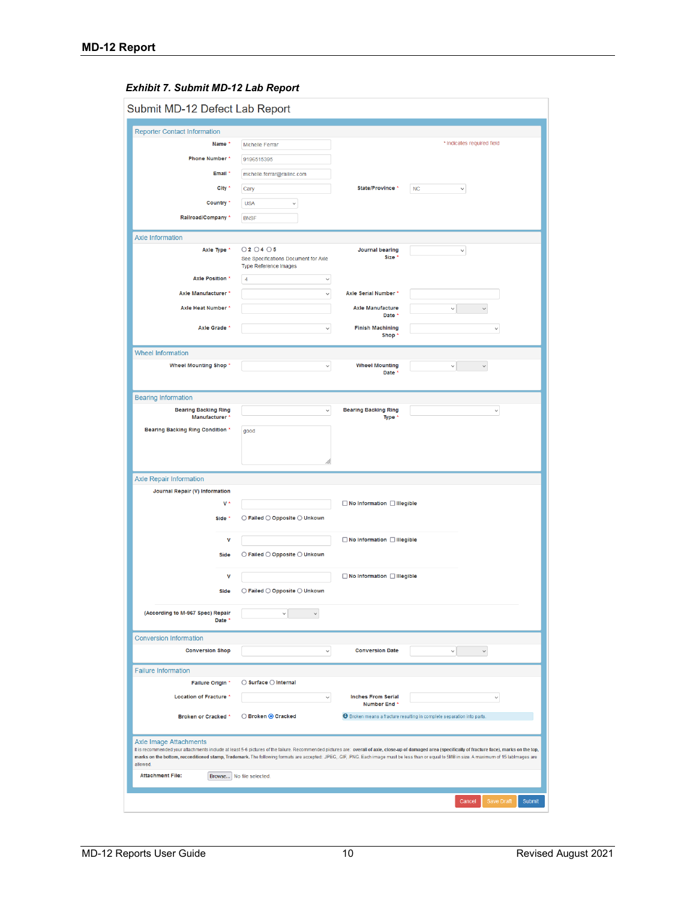***Exhibit 7. Submit MD-12 Lab Report***

Submit MD-12 Defect Lab Report

**Reporter Contact Information**

\* indicates required field

| | |
|---|---|
| Name * | Michelle Ferrar |
| Phone Number * | 9196515395 |
| Email * | michelle.ferrar@railinc.com |
| City * | Cary |
| State/Province * | NC |
| Country * | USA |
| Railroad/Company * | BNSF |

**Axle Information**

| | |
|---|---|
| Axle Type * | ○ 2 ○ 4 ○ 5 See Specifications Document for Axle Type Reference Images |
| Journal bearing Size * | |
| Axle Position * | 4 |
| Axle Manufacturer * | |
| Axle Serial Number * | |
| Axle Heat Number * | |
| Axle Manufacture Date * | |
| Axle Grade * | |
| Finish Machining Shop * | |

**Wheel Information**

| | |
|---|---|
| Wheel Mounting Shop * | |
| Wheel Mounting Date * | |

**Bearing Information**

| | |
|---|---|
| Bearing Backing Ring Manufacturer * | |
| Bearing Backing Ring Type * | |
| Bearing Backing Ring Condition * | good |

**Axle Repair Information**

Journal Repair (V) Information

| | | |
|---|---|---|
| V * | | ☐ No Information ☐ Illegible |
| Side * | ○ Failed ○ Opposite ○ Unkown | |
| V | | ☐ No Information ☐ Illegible |
| Side | ○ Failed ○ Opposite ○ Unkown | |
| V | | ☐ No Information ☐ Illegible |
| Side | ○ Failed ○ Opposite ○ Unkown | |
| (According to M-967 Spec) Repair Date * | | |

**Conversion Information**

| | |
|---|---|
| Conversion Shop | |
| Conversion Date | |

**Failure Information**

| | |
|---|---|
| Failure Origin | ○ Surface ○ Internal |
| Location of Fracture * | |
| Inches From Serial Number End * | |
| Broken or Cracked * | ○ Broken ◉ Cracked |

Broken means a fracture resulting in complete separation into parts.

**Axle Image Attachments**

It is recommended your attachments include at least 5-6 pictures of the failure. Recommended pictures are: **overall of axle, close-up of damaged area (specifically of fracture face), marks on the top, marks on the bottom, reconditioned stamp, Tradamark.** The following formats are accepted: JPEG, GIF, PNG. Each image must be less than or equal to 5MB in size. A maximum of 15 lab images are allowed.

Attachment File: Browse... No file selected.

Cancel | Save Draft | Submit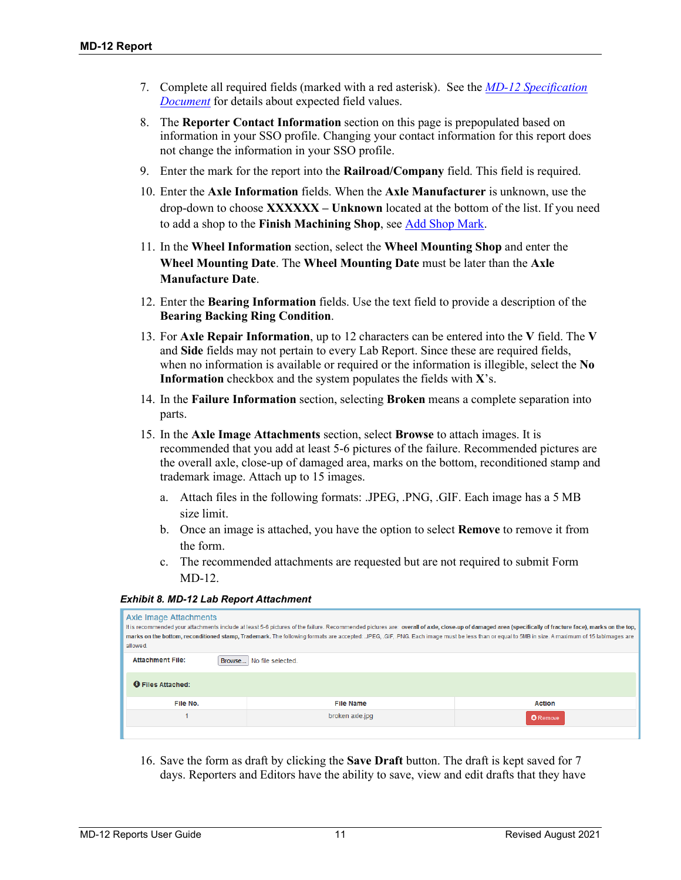7. Complete all required fields (marked with a red asterisk). See the [MD-12 Specification Document]() for details about expected field values.
8. The **Reporter Contact Information** section on this page is prepopulated based on information in your SSO profile. Changing your contact information for this report does not change the information in your SSO profile.
9. Enter the mark for the report into the **Railroad/Company** field. This field is required.
10. Enter the **Axle Information** fields. When the **Axle Manufacturer** is unknown, use the drop-down to choose **XXXXXX – Unknown** located at the bottom of the list. If you need to add a shop to the **Finish Machining Shop**, see [Add Shop Mark]().
11. In the **Wheel Information** section, select the **Wheel Mounting Shop** and enter the **Wheel Mounting Date**. The **Wheel Mounting Date** must be later than the **Axle Manufacture Date**.
12. Enter the **Bearing Information** fields. Use the text field to provide a description of the **Bearing Backing Ring Condition**.
13. For **Axle Repair Information**, up to 12 characters can be entered into the **V** field. The **V** and **Side** fields may not pertain to every Lab Report. Since these are required fields, when no information is available or required or the information is illegible, select the **No Information** checkbox and the system populates the fields with **X**'s.
14. In the **Failure Information** section, selecting **Broken** means a complete separation into parts.
15. In the **Axle Image Attachments** section, select **Browse** to attach images. It is recommended that you add at least 5-6 pictures of the failure. Recommended pictures are the overall axle, close-up of damaged area, marks on the bottom, reconditioned stamp and trademark image. Attach up to 15 images.
    a. Attach files in the following formats: .JPEG, .PNG, .GIF. Each image has a 5 MB size limit.
    b. Once an image is attached, you have the option to select **Remove** to remove it from the form.
    c. The recommended attachments are requested but are not required to submit Form MD-12.

***Exhibit 8. MD-12 Lab Report Attachment***

Axle Image Attachments

It is recommended your attachments include at least 5-6 pictures of the failure. Recommended pictures are: **overall of axle, close-up of damaged area (specifically of fracture face), marks on the top, marks on the bottom, reconditioned stamp, Trademark.** The following formats are accepted: .JPEG, .GIF, .PNG. Each image must be less than or equal to 5MB in size. A maximum of 15 labImages are allowed.

Attachment File: Browse... No file selected.

Files Attached:

| File No. | File Name | Action |
|---|---|---|
| 1 | broken axle.jpg | Remove |

16. Save the form as draft by clicking the **Save Draft** button. The draft is kept saved for 7 days. Reporters and Editors have the ability to save, view and edit drafts that they have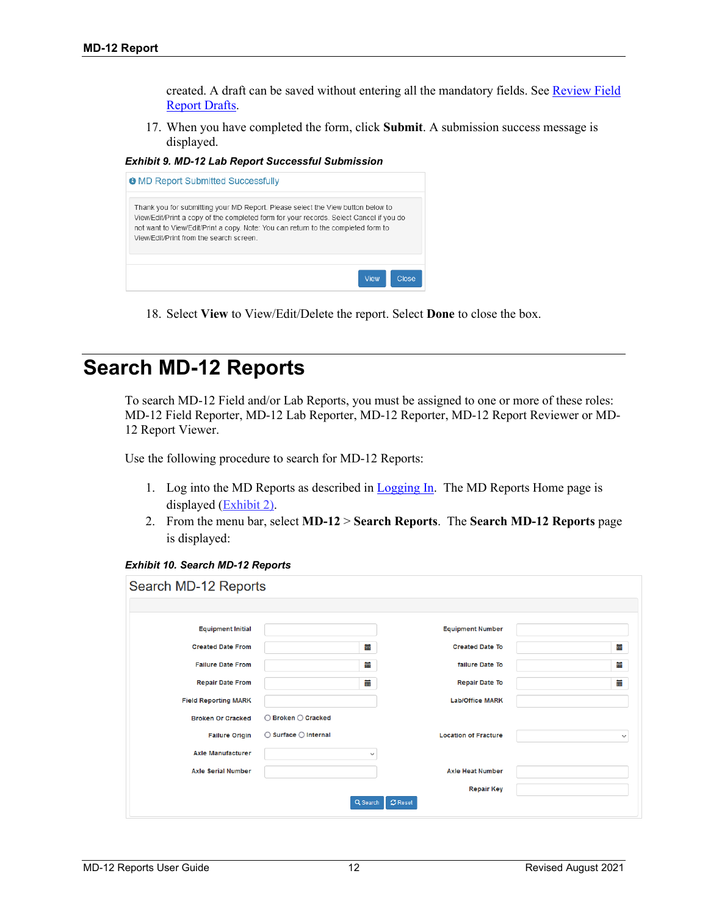created. A draft can be saved without entering all the mandatory fields. See Review Field Report Drafts.

17. When you have completed the form, click **Submit**. A submission success message is displayed.

***Exhibit 9. MD-12 Lab Report Successful Submission***

MD Report Submitted Successfully

Thank you for submitting your MD Report. Please select the View button below to View/Edit/Print a copy of the completed form for your records. Select Cancel if you do not want to View/Edit/Print a copy. Note: You can return to the completed form to View/Edit/Print from the search screen.

View Close

18. Select **View** to View/Edit/Delete the report. Select **Done** to close the box.

# Search MD-12 Reports

To search MD-12 Field and/or Lab Reports, you must be assigned to one or more of these roles: MD-12 Field Reporter, MD-12 Lab Reporter, MD-12 Reporter, MD-12 Report Reviewer or MD-12 Report Viewer.

Use the following procedure to search for MD-12 Reports:

1. Log into the MD Reports as described in Logging In. The MD Reports Home page is displayed (Exhibit 2).
2. From the menu bar, select **MD-12** > **Search Reports**. The **Search MD-12 Reports** page is displayed:

***Exhibit 10. Search MD-12 Reports***

Search MD-12 Reports

Equipment Initial
Equipment Number
Created Date From
Created Date To
Failure Date From
failure Date To
Repair Date From
Repair Date To
Field Reporting MARK
Lab/Office MARK
Broken Or Cracked: Broken / Cracked
Failure Origin: Surface / Internal
Location of Fracture
Axle Manufacturer
Axle Serial Number
Axle Heat Number
Repair Key

Search Reset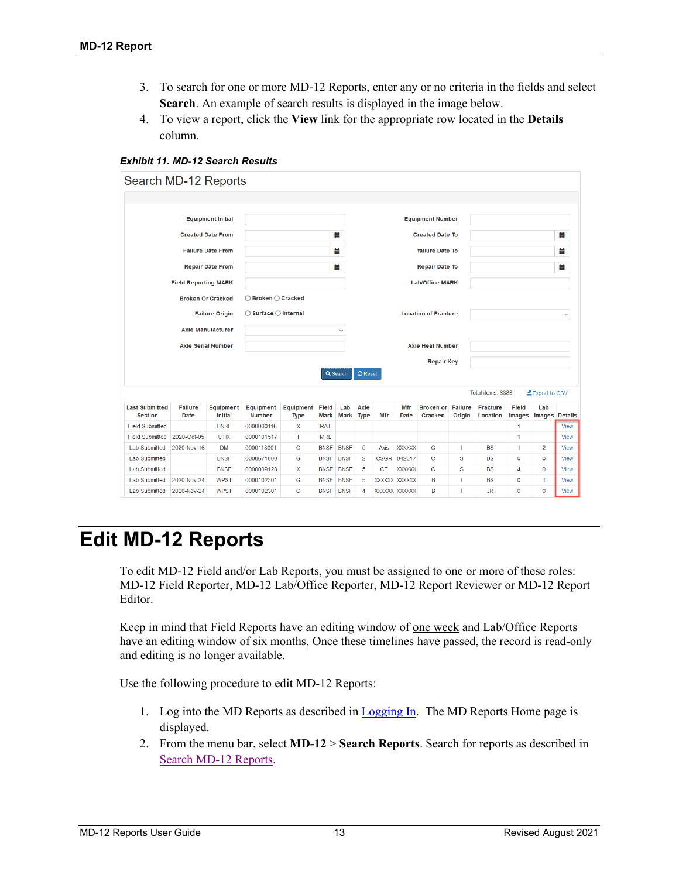3. To search for one or more MD-12 Reports, enter any or no criteria in the fields and select **Search**. An example of search results is displayed in the image below.
4. To view a report, click the **View** link for the appropriate row located in the **Details** column.

***Exhibit 11. MD-12 Search Results***

Search MD-12 Reports

| Equipment Initial | | Equipment Number | |
|---|---|---|---|
| Created Date From | | Created Date To | |
| Failure Date From | | failure Date To | |
| Repair Date From | | Repair Date To | |
| Field Reporting MARK | | Lab/Office MARK | |
| Broken Or Cracked | ○ Broken ○ Cracked | | |
| Failure Origin | ○ Surface ○ Internal | Location of Fracture | |
| Axle Manufacturer | | | |
| Axle Serial Number | | Axle Heat Number | |
| | | Repair Key | |

Search | Reset

Total items: 6338 | Export to CSV

| Last Submitted Section | Failure Date | Equipment Initial | Equipment Number | Equipment Type | Field Mark | Lab Mark | Axle Type | Mfr | Mfr Date | Broken or Cracked | Failure Origin | Fracture Location | Field Images | Lab Images | Details |
|---|---|---|---|---|---|---|---|---|---|---|---|---|---|---|---|
| Field Submitted | | BNSF | 0000000116 | X | RAIL | | | | | | | | 1 | | View |
| Field Submitted | 2020-Oct-05 | UTIX | 0000101517 | T | MRL | | | | | | | | 1 | | View |
| Lab Submitted | 2020-Nov-16 | DM | 0000113001 | O | BNSF | BNSF | 5 | Axis | XXXXXX | C | I | BS | 1 | 2 | View |
| Lab Submitted | | BNSF | 0000671000 | G | BNSF | BNSF | 2 | CSGR | 042017 | C | S | BS | 0 | 0 | View |
| Lab Submitted | | BNSF | 0000009128 | X | BNSF | BNSF | 5 | CF | XXXXXX | C | S | BS | 4 | 0 | View |
| Lab Submitted | 2020-Nov-24 | WPST | 0000102301 | G | BNSF | BNSF | 5 | XXXXXX | XXXXXX | B | I | BS | 0 | 1 | View |
| Lab Submitted | 2020-Nov-24 | WPST | 0000102301 | G | BNSF | BNSF | 4 | XXXXXX | XXXXXX | B | I | JR | 0 | 0 | View |

# Edit MD-12 Reports

To edit MD-12 Field and/or Lab Reports, you must be assigned to one or more of these roles: MD-12 Field Reporter, MD-12 Lab/Office Reporter, MD-12 Report Reviewer or MD-12 Report Editor.

Keep in mind that Field Reports have an editing window of one week and Lab/Office Reports have an editing window of six months. Once these timelines have passed, the record is read-only and editing is no longer available.

Use the following procedure to edit MD-12 Reports:

1. Log into the MD Reports as described in Logging In. The MD Reports Home page is displayed.
2. From the menu bar, select **MD-12** > **Search Reports**. Search for reports as described in Search MD-12 Reports.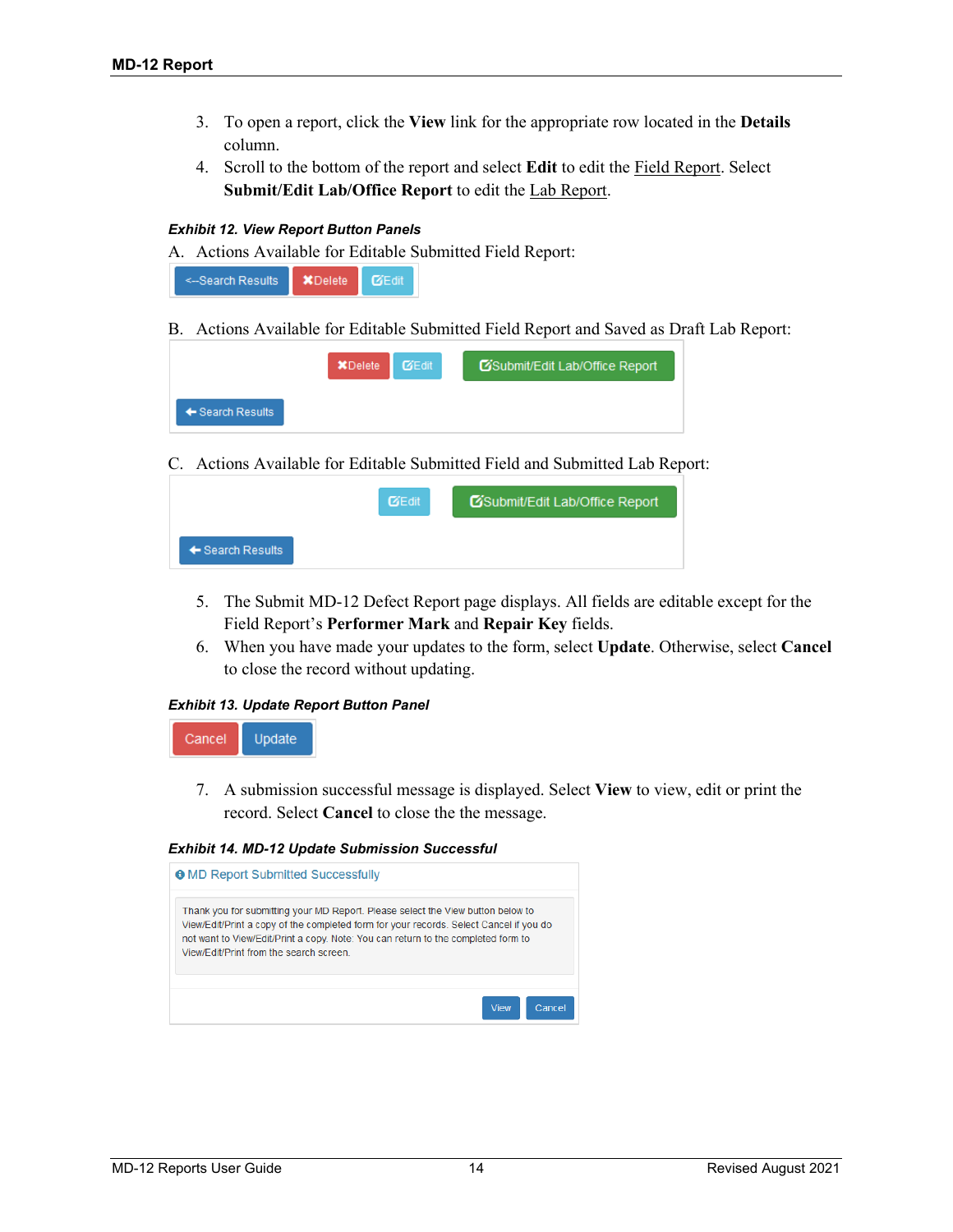3. To open a report, click the **View** link for the appropriate row located in the **Details** column.
4. Scroll to the bottom of the report and select **Edit** to edit the Field Report. Select **Submit/Edit Lab/Office Report** to edit the Lab Report.

***Exhibit 12. View Report Button Panels***

A. Actions Available for Editable Submitted Field Report:

<--Search Results | ✖Delete | Edit

B. Actions Available for Editable Submitted Field Report and Saved as Draft Lab Report:

✖Delete | Edit | Submit/Edit Lab/Office Report

← Search Results

C. Actions Available for Editable Submitted Field and Submitted Lab Report:

Edit | Submit/Edit Lab/Office Report

← Search Results

5. The Submit MD-12 Defect Report page displays. All fields are editable except for the Field Report's **Performer Mark** and **Repair Key** fields.
6. When you have made your updates to the form, select **Update**. Otherwise, select **Cancel** to close the record without updating.

***Exhibit 13. Update Report Button Panel***

Cancel | Update

7. A submission successful message is displayed. Select **View** to view, edit or print the record. Select **Cancel** to close the the message.

***Exhibit 14. MD-12 Update Submission Successful***

MD Report Submitted Successfully

Thank you for submitting your MD Report. Please select the View button below to View/Edit/Print a copy of the completed form for your records. Select Cancel if you do not want to View/Edit/Print a copy. Note: You can return to the completed form to View/Edit/Print from the search screen.

View | Cancel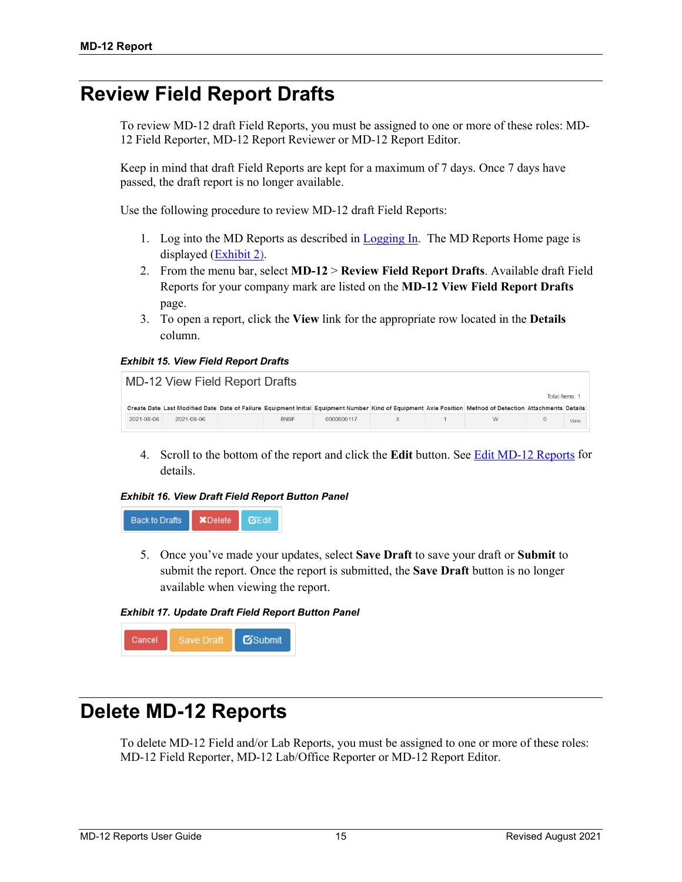# Review Field Report Drafts

To review MD-12 draft Field Reports, you must be assigned to one or more of these roles: MD-12 Field Reporter, MD-12 Report Reviewer or MD-12 Report Editor.

Keep in mind that draft Field Reports are kept for a maximum of 7 days. Once 7 days have passed, the draft report is no longer available.

Use the following procedure to review MD-12 draft Field Reports:

1. Log into the MD Reports as described in Logging In. The MD Reports Home page is displayed (Exhibit 2).
2. From the menu bar, select **MD-12** > **Review Field Report Drafts**. Available draft Field Reports for your company mark are listed on the **MD-12 View Field Report Drafts** page.
3. To open a report, click the **View** link for the appropriate row located in the **Details** column.

***Exhibit 15. View Field Report Drafts***

MD-12 View Field Report Drafts

Total Items: 1

| Create Date | Last Modified Date | Date of Failure | Equipment Initial | Equipment Number | Kind of Equipment | Axle Position | Method of Detection | Attachments | Details |
|---|---|---|---|---|---|---|---|---|---|
| 2021-08-06 | 2021-08-06 | | BNSF | 0000000117 | X | 1 | W | 0 | View |

4. Scroll to the bottom of the report and click the **Edit** button. See Edit MD-12 Reports for details.

***Exhibit 16. View Draft Field Report Button Panel***

Back to Drafts | ✖Delete | Edit

5. Once you've made your updates, select **Save Draft** to save your draft or **Submit** to submit the report. Once the report is submitted, the **Save Draft** button is no longer available when viewing the report.

***Exhibit 17. Update Draft Field Report Button Panel***

Cancel | Save Draft | Submit

# Delete MD-12 Reports

To delete MD-12 Field and/or Lab Reports, you must be assigned to one or more of these roles: MD-12 Field Reporter, MD-12 Lab/Office Reporter or MD-12 Report Editor.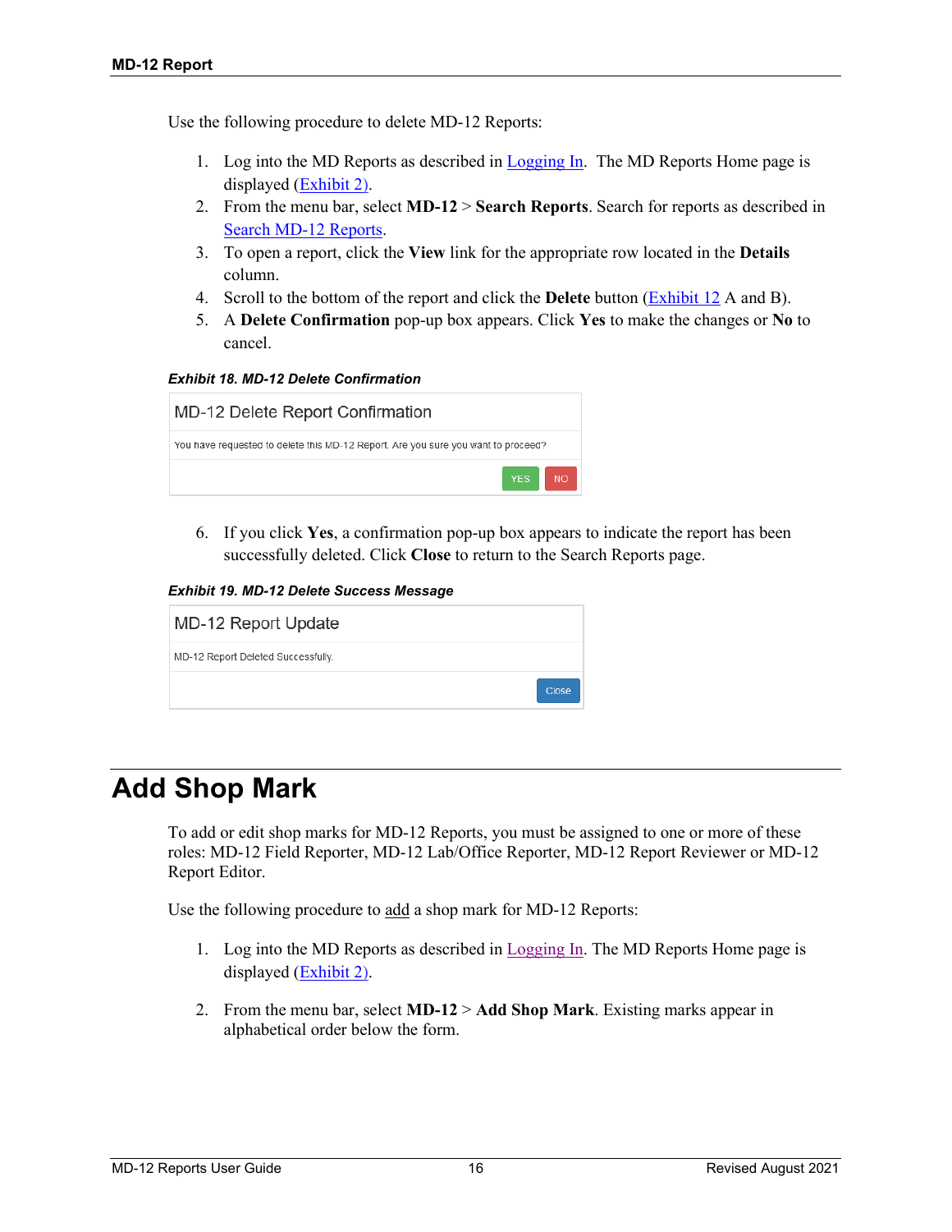Use the following procedure to delete MD-12 Reports:

1. Log into the MD Reports as described in Logging In. The MD Reports Home page is displayed (Exhibit 2).
2. From the menu bar, select **MD-12** > **Search Reports**. Search for reports as described in Search MD-12 Reports.
3. To open a report, click the **View** link for the appropriate row located in the **Details** column.
4. Scroll to the bottom of the report and click the **Delete** button (Exhibit 12 A and B).
5. A **Delete Confirmation** pop-up box appears. Click **Yes** to make the changes or **No** to cancel.

***Exhibit 18. MD-12 Delete Confirmation***

MD-12 Delete Report Confirmation

You have requested to delete this MD-12 Report. Are you sure you want to proceed?

YES NO

6. If you click **Yes**, a confirmation pop-up box appears to indicate the report has been successfully deleted. Click **Close** to return to the Search Reports page.

***Exhibit 19. MD-12 Delete Success Message***

MD-12 Report Update

MD-12 Report Deleted Successfully.

Close

# Add Shop Mark

To add or edit shop marks for MD-12 Reports, you must be assigned to one or more of these roles: MD-12 Field Reporter, MD-12 Lab/Office Reporter, MD-12 Report Reviewer or MD-12 Report Editor.

Use the following procedure to add a shop mark for MD-12 Reports:

1. Log into the MD Reports as described in Logging In. The MD Reports Home page is displayed (Exhibit 2).

2. From the menu bar, select **MD-12** > **Add Shop Mark**. Existing marks appear in alphabetical order below the form.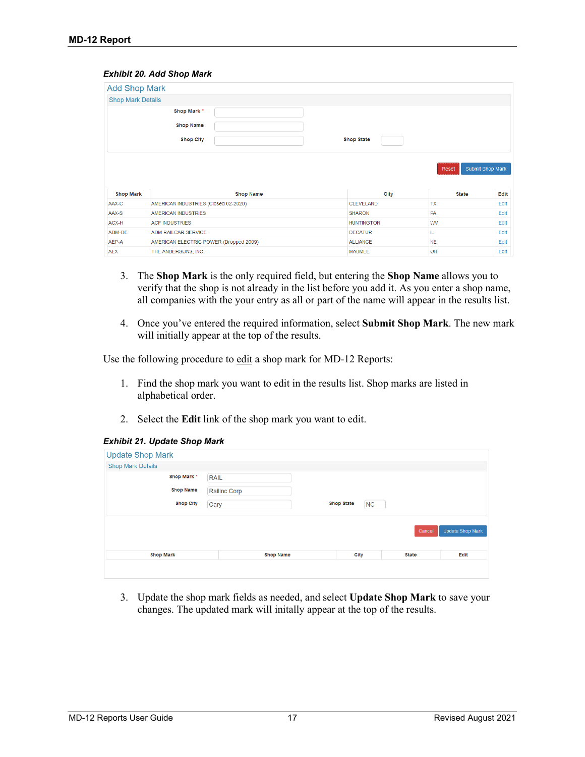*Exhibit 20. Add Shop Mark*

Add Shop Mark

Shop Mark Details

Shop Mark *

Shop Name

Shop City

Shop State

Reset

Submit Shop Mark

| Shop Mark | Shop Name | City | State | Edit |
|---|---|---|---|---|
| AAX-C | AMERICAN INDUSTRIES (Closed 02-2020) | CLEVELAND | TX | Edit |
| AAX-S | AMERICAN INDUSTRIES | SHARON | PA | Edit |
| ACX-H | ACF INDUSTRIES | HUNTINGTON | WV | Edit |
| ADM-DE | ADM RAILCAR SERVICE | DECATUR | IL | Edit |
| AEP-A | AMERICAN ELECTRIC POWER (Dropped 2009) | ALLIANCE | NE | Edit |
| AEX | THE ANDERSONS, INC. | MAUMEE | OH | Edit |

3. The **Shop Mark** is the only required field, but entering the **Shop Name** allows you to verify that the shop is not already in the list before you add it. As you enter a shop name, all companies with the your entry as all or part of the name will appear in the results list.

4. Once you've entered the required information, select **Submit Shop Mark**. The new mark will initially appear at the top of the results.

Use the following procedure to edit a shop mark for MD-12 Reports:

1. Find the shop mark you want to edit in the results list. Shop marks are listed in alphabetical order.

2. Select the **Edit** link of the shop mark you want to edit.

*Exhibit 21. Update Shop Mark*

Update Shop Mark

Shop Mark Details

Shop Mark * RAIL

Shop Name Railinc Corp

Shop City Cary

Shop State NC

Cancel

Update Shop Mark

| Shop Mark | Shop Name | City | State | Edit |
|---|---|---|---|---|

3. Update the shop mark fields as needed, and select **Update Shop Mark** to save your changes. The updated mark will initally appear at the top of the results.